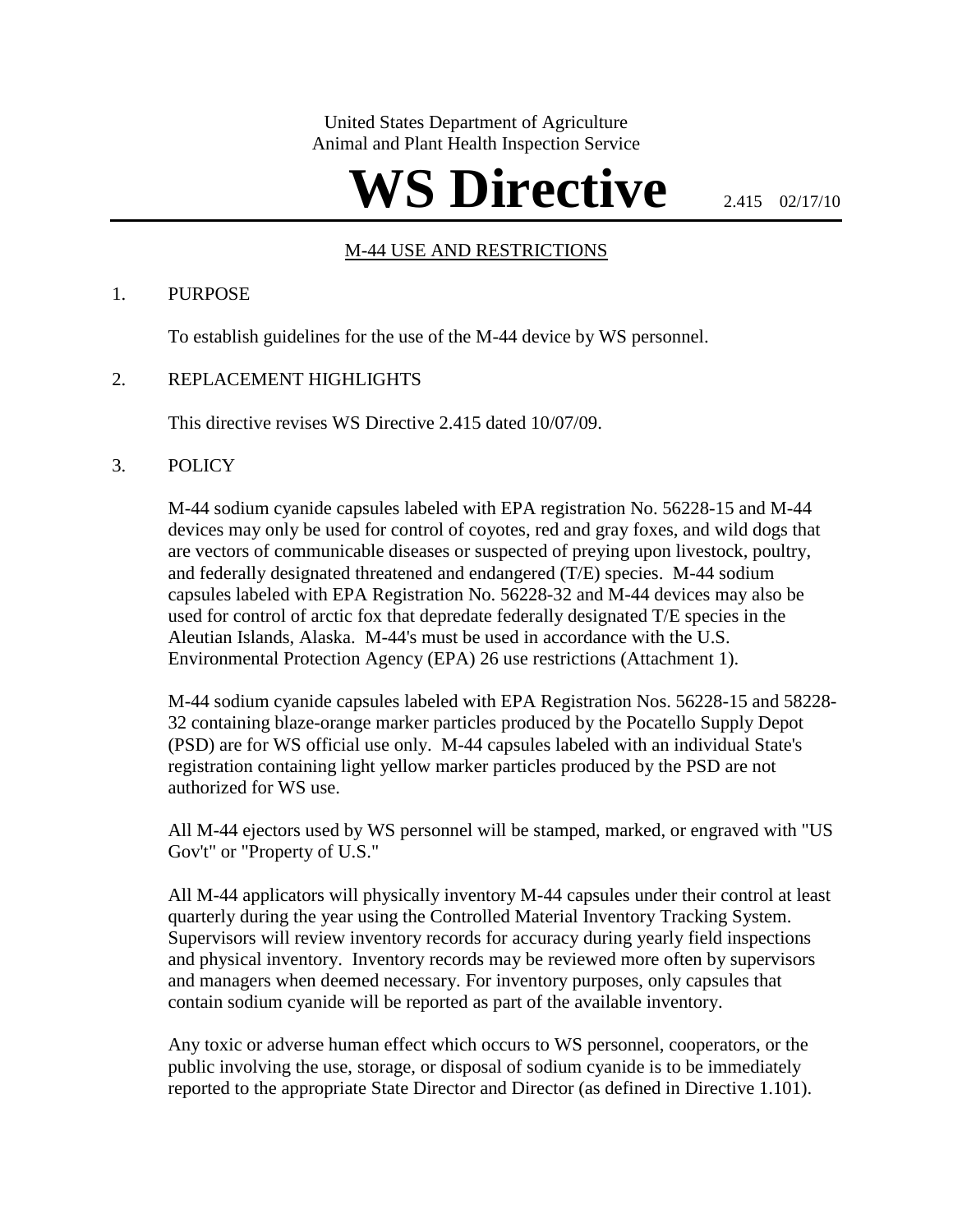United States Department of Agriculture
Animal and Plant Health Inspection Service

# WS Directive

2.415 02/17/10

## M-44 USE AND RESTRICTIONS

1. PURPOSE

   To establish guidelines for the use of the M-44 device by WS personnel.

2. REPLACEMENT HIGHLIGHTS

   This directive revises WS Directive 2.415 dated 10/07/09.

3. POLICY

   M-44 sodium cyanide capsules labeled with EPA registration No. 56228-15 and M-44 devices may only be used for control of coyotes, red and gray foxes, and wild dogs that are vectors of communicable diseases or suspected of preying upon livestock, poultry, and federally designated threatened and endangered (T/E) species. M-44 sodium capsules labeled with EPA Registration No. 56228-32 and M-44 devices may also be used for control of arctic fox that depredate federally designated T/E species in the Aleutian Islands, Alaska. M-44's must be used in accordance with the U.S. Environmental Protection Agency (EPA) 26 use restrictions (Attachment 1).

   M-44 sodium cyanide capsules labeled with EPA Registration Nos. 56228-15 and 58228-32 containing blaze-orange marker particles produced by the Pocatello Supply Depot (PSD) are for WS official use only. M-44 capsules labeled with an individual State's registration containing light yellow marker particles produced by the PSD are not authorized for WS use.

   All M-44 ejectors used by WS personnel will be stamped, marked, or engraved with "US Gov't" or "Property of U.S."

   All M-44 applicators will physically inventory M-44 capsules under their control at least quarterly during the year using the Controlled Material Inventory Tracking System. Supervisors will review inventory records for accuracy during yearly field inspections and physical inventory. Inventory records may be reviewed more often by supervisors and managers when deemed necessary. For inventory purposes, only capsules that contain sodium cyanide will be reported as part of the available inventory.

   Any toxic or adverse human effect which occurs to WS personnel, cooperators, or the public involving the use, storage, or disposal of sodium cyanide is to be immediately reported to the appropriate State Director and Director (as defined in Directive 1.101).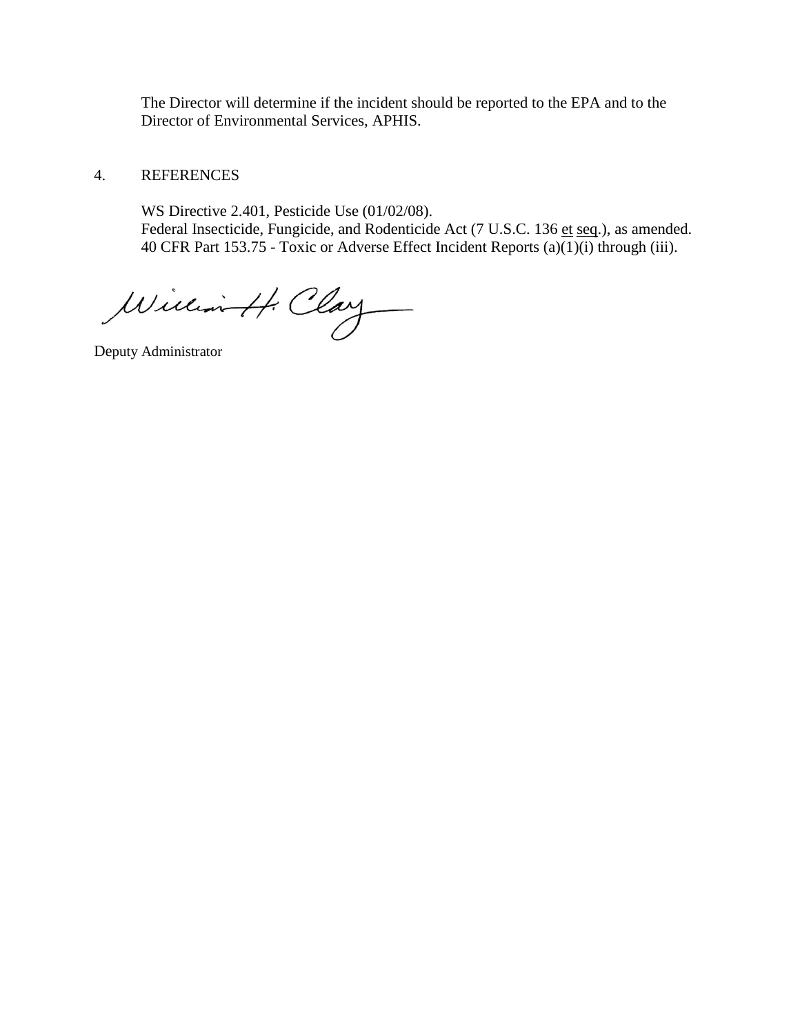The Director will determine if the incident should be reported to the EPA and to the Director of Environmental Services, APHIS.

## 4. REFERENCES

WS Directive 2.401, Pesticide Use (01/02/08).
Federal Insecticide, Fungicide, and Rodenticide Act (7 U.S.C. 136 et seq.), as amended.
40 CFR Part 153.75 - Toxic or Adverse Effect Incident Reports (a)(1)(i) through (iii).

William H. Clay

Deputy Administrator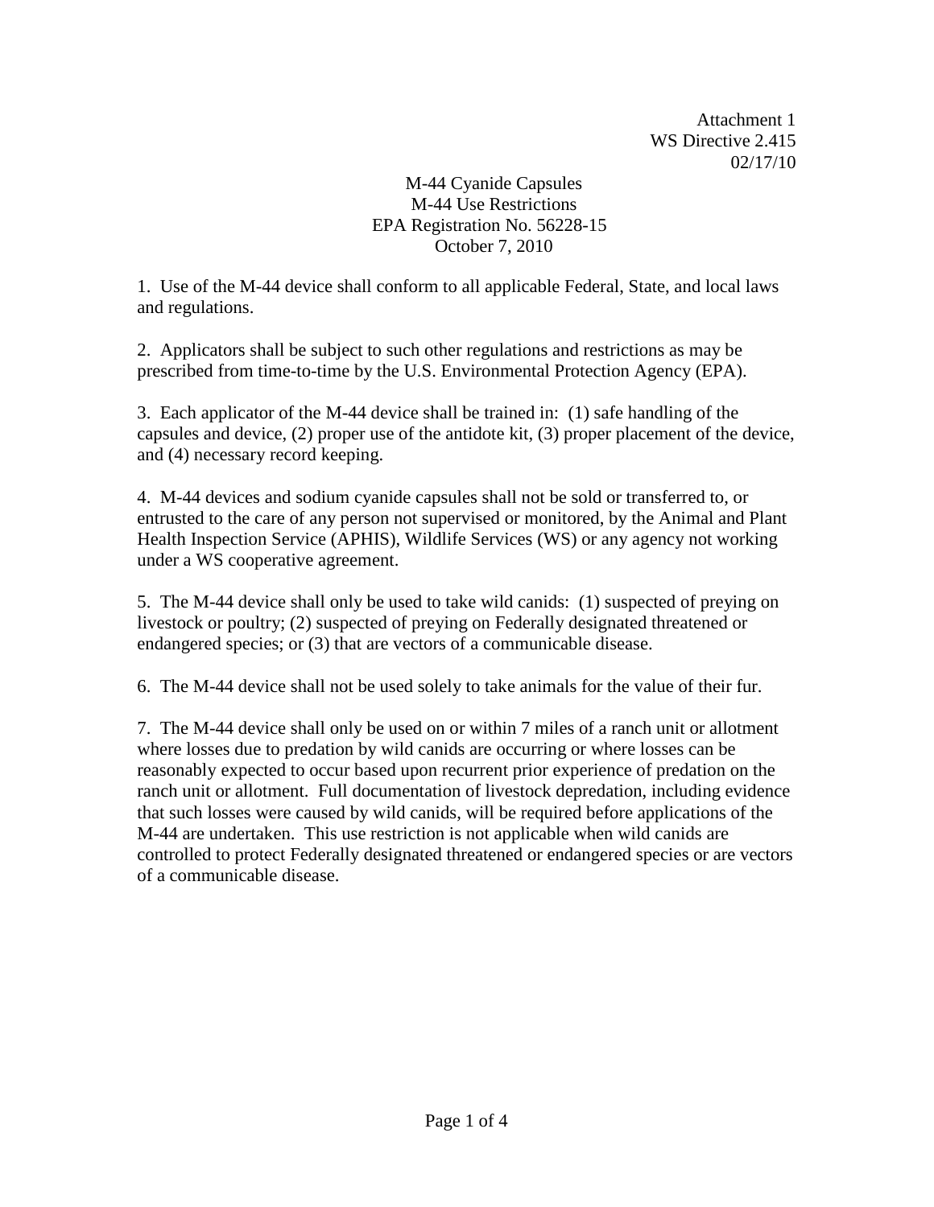Attachment 1
WS Directive 2.415
02/17/10

M-44 Cyanide Capsules
M-44 Use Restrictions
EPA Registration No. 56228-15
October 7, 2010

1. Use of the M-44 device shall conform to all applicable Federal, State, and local laws and regulations.

2. Applicators shall be subject to such other regulations and restrictions as may be prescribed from time-to-time by the U.S. Environmental Protection Agency (EPA).

3. Each applicator of the M-44 device shall be trained in: (1) safe handling of the capsules and device, (2) proper use of the antidote kit, (3) proper placement of the device, and (4) necessary record keeping.

4. M-44 devices and sodium cyanide capsules shall not be sold or transferred to, or entrusted to the care of any person not supervised or monitored, by the Animal and Plant Health Inspection Service (APHIS), Wildlife Services (WS) or any agency not working under a WS cooperative agreement.

5. The M-44 device shall only be used to take wild canids: (1) suspected of preying on livestock or poultry; (2) suspected of preying on Federally designated threatened or endangered species; or (3) that are vectors of a communicable disease.

6. The M-44 device shall not be used solely to take animals for the value of their fur.

7. The M-44 device shall only be used on or within 7 miles of a ranch unit or allotment where losses due to predation by wild canids are occurring or where losses can be reasonably expected to occur based upon recurrent prior experience of predation on the ranch unit or allotment. Full documentation of livestock depredation, including evidence that such losses were caused by wild canids, will be required before applications of the M-44 are undertaken. This use restriction is not applicable when wild canids are controlled to protect Federally designated threatened or endangered species or are vectors of a communicable disease.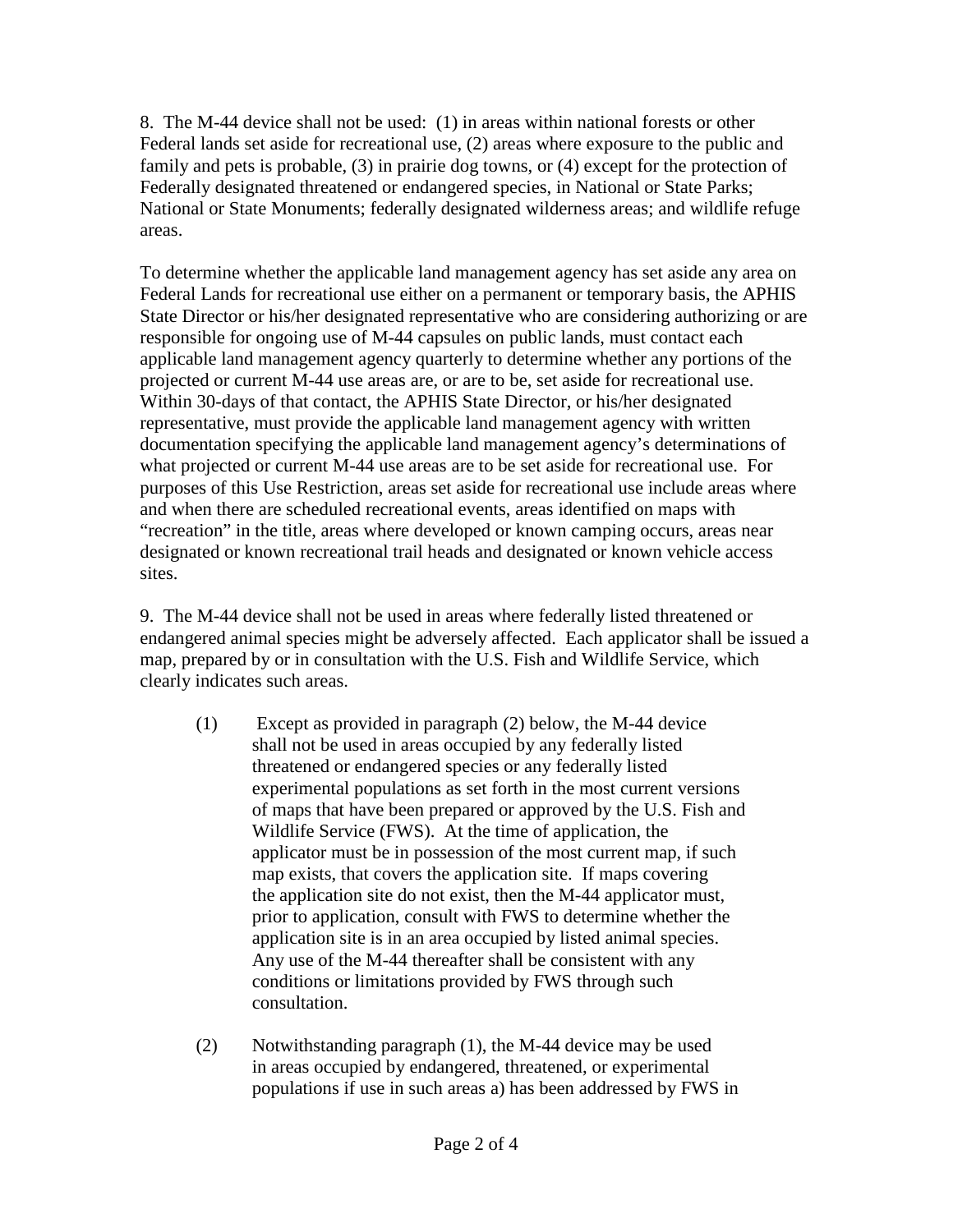8. The M-44 device shall not be used: (1) in areas within national forests or other Federal lands set aside for recreational use, (2) areas where exposure to the public and family and pets is probable, (3) in prairie dog towns, or (4) except for the protection of Federally designated threatened or endangered species, in National or State Parks; National or State Monuments; federally designated wilderness areas; and wildlife refuge areas.

To determine whether the applicable land management agency has set aside any area on Federal Lands for recreational use either on a permanent or temporary basis, the APHIS State Director or his/her designated representative who are considering authorizing or are responsible for ongoing use of M-44 capsules on public lands, must contact each applicable land management agency quarterly to determine whether any portions of the projected or current M-44 use areas are, or are to be, set aside for recreational use. Within 30-days of that contact, the APHIS State Director, or his/her designated representative, must provide the applicable land management agency with written documentation specifying the applicable land management agency's determinations of what projected or current M-44 use areas are to be set aside for recreational use. For purposes of this Use Restriction, areas set aside for recreational use include areas where and when there are scheduled recreational events, areas identified on maps with "recreation" in the title, areas where developed or known camping occurs, areas near designated or known recreational trail heads and designated or known vehicle access sites.

9. The M-44 device shall not be used in areas where federally listed threatened or endangered animal species might be adversely affected. Each applicator shall be issued a map, prepared by or in consultation with the U.S. Fish and Wildlife Service, which clearly indicates such areas.

(1) Except as provided in paragraph (2) below, the M-44 device shall not be used in areas occupied by any federally listed threatened or endangered species or any federally listed experimental populations as set forth in the most current versions of maps that have been prepared or approved by the U.S. Fish and Wildlife Service (FWS). At the time of application, the applicator must be in possession of the most current map, if such map exists, that covers the application site. If maps covering the application site do not exist, then the M-44 applicator must, prior to application, consult with FWS to determine whether the application site is in an area occupied by listed animal species. Any use of the M-44 thereafter shall be consistent with any conditions or limitations provided by FWS through such consultation.

(2) Notwithstanding paragraph (1), the M-44 device may be used in areas occupied by endangered, threatened, or experimental populations if use in such areas a) has been addressed by FWS in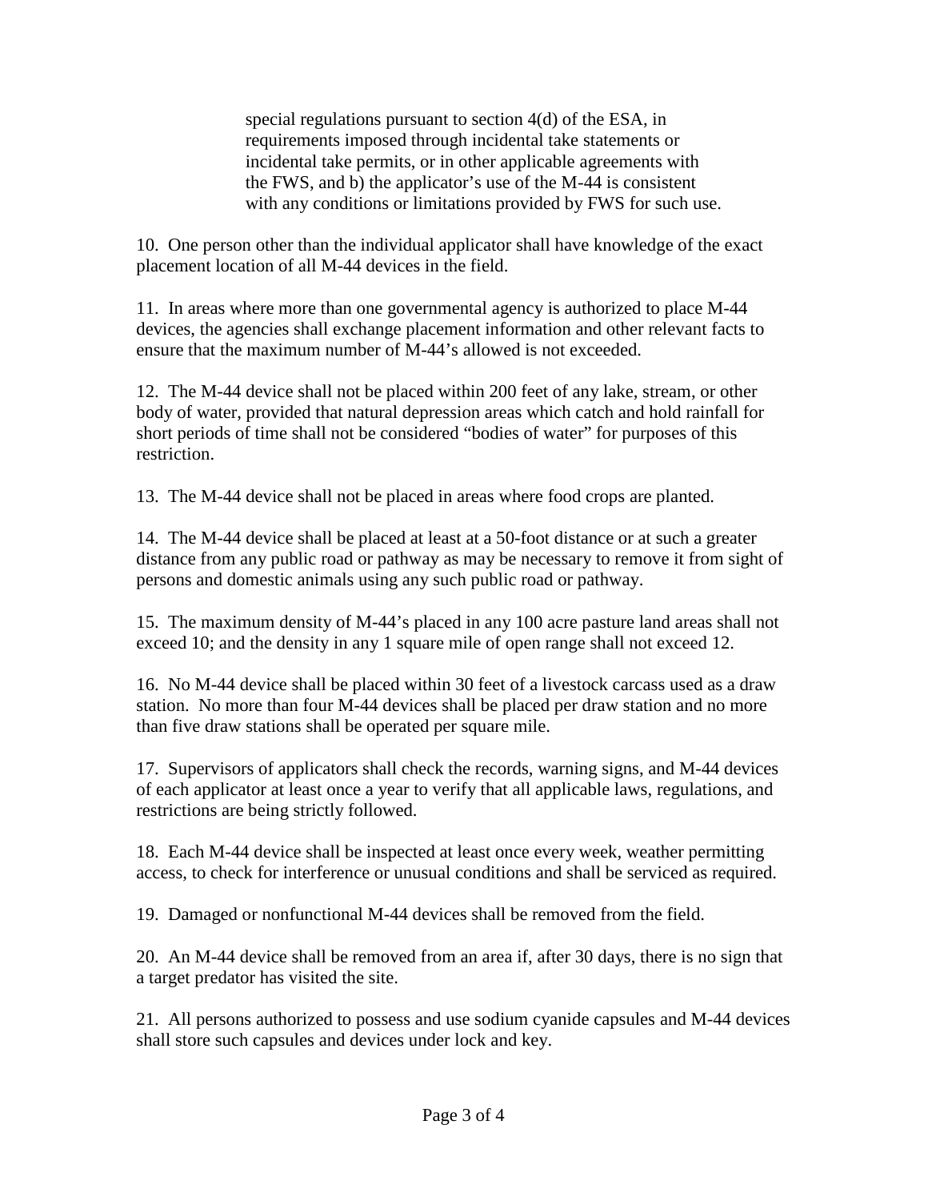special regulations pursuant to section 4(d) of the ESA, in requirements imposed through incidental take statements or incidental take permits, or in other applicable agreements with the FWS, and b) the applicator's use of the M-44 is consistent with any conditions or limitations provided by FWS for such use.

10. One person other than the individual applicator shall have knowledge of the exact placement location of all M-44 devices in the field.

11. In areas where more than one governmental agency is authorized to place M-44 devices, the agencies shall exchange placement information and other relevant facts to ensure that the maximum number of M-44's allowed is not exceeded.

12. The M-44 device shall not be placed within 200 feet of any lake, stream, or other body of water, provided that natural depression areas which catch and hold rainfall for short periods of time shall not be considered "bodies of water" for purposes of this restriction.

13. The M-44 device shall not be placed in areas where food crops are planted.

14. The M-44 device shall be placed at least at a 50-foot distance or at such a greater distance from any public road or pathway as may be necessary to remove it from sight of persons and domestic animals using any such public road or pathway.

15. The maximum density of M-44's placed in any 100 acre pasture land areas shall not exceed 10; and the density in any 1 square mile of open range shall not exceed 12.

16. No M-44 device shall be placed within 30 feet of a livestock carcass used as a draw station. No more than four M-44 devices shall be placed per draw station and no more than five draw stations shall be operated per square mile.

17. Supervisors of applicators shall check the records, warning signs, and M-44 devices of each applicator at least once a year to verify that all applicable laws, regulations, and restrictions are being strictly followed.

18. Each M-44 device shall be inspected at least once every week, weather permitting access, to check for interference or unusual conditions and shall be serviced as required.

19. Damaged or nonfunctional M-44 devices shall be removed from the field.

20. An M-44 device shall be removed from an area if, after 30 days, there is no sign that a target predator has visited the site.

21. All persons authorized to possess and use sodium cyanide capsules and M-44 devices shall store such capsules and devices under lock and key.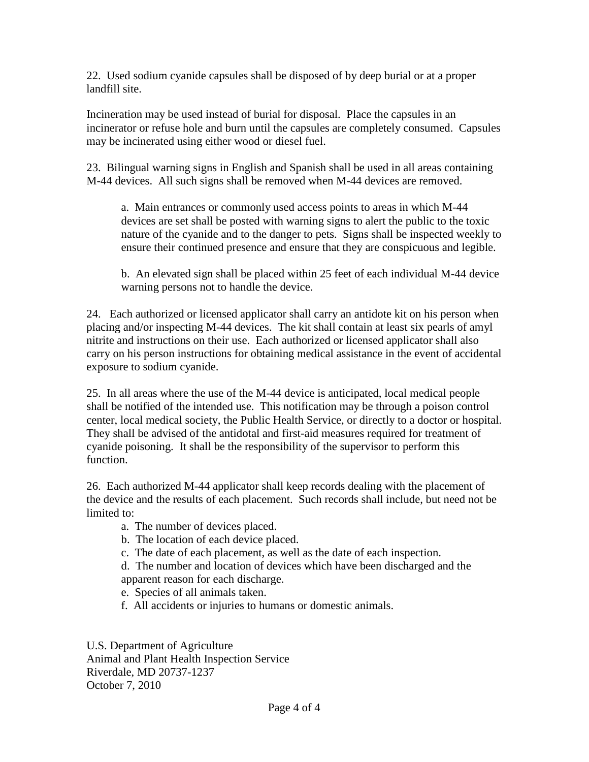22. Used sodium cyanide capsules shall be disposed of by deep burial or at a proper landfill site.

Incineration may be used instead of burial for disposal. Place the capsules in an incinerator or refuse hole and burn until the capsules are completely consumed. Capsules may be incinerated using either wood or diesel fuel.

23. Bilingual warning signs in English and Spanish shall be used in all areas containing M-44 devices. All such signs shall be removed when M-44 devices are removed.

> a. Main entrances or commonly used access points to areas in which M-44 devices are set shall be posted with warning signs to alert the public to the toxic nature of the cyanide and to the danger to pets. Signs shall be inspected weekly to ensure their continued presence and ensure that they are conspicuous and legible.
>
> b. An elevated sign shall be placed within 25 feet of each individual M-44 device warning persons not to handle the device.

24. Each authorized or licensed applicator shall carry an antidote kit on his person when placing and/or inspecting M-44 devices. The kit shall contain at least six pearls of amyl nitrite and instructions on their use. Each authorized or licensed applicator shall also carry on his person instructions for obtaining medical assistance in the event of accidental exposure to sodium cyanide.

25. In all areas where the use of the M-44 device is anticipated, local medical people shall be notified of the intended use. This notification may be through a poison control center, local medical society, the Public Health Service, or directly to a doctor or hospital. They shall be advised of the antidotal and first-aid measures required for treatment of cyanide poisoning. It shall be the responsibility of the supervisor to perform this function.

26. Each authorized M-44 applicator shall keep records dealing with the placement of the device and the results of each placement. Such records shall include, but need not be limited to:

> a. The number of devices placed.
> b. The location of each device placed.
> c. The date of each placement, as well as the date of each inspection.
> d. The number and location of devices which have been discharged and the apparent reason for each discharge.
> e. Species of all animals taken.
> f. All accidents or injuries to humans or domestic animals.

U.S. Department of Agriculture
Animal and Plant Health Inspection Service
Riverdale, MD 20737-1237
October 7, 2010